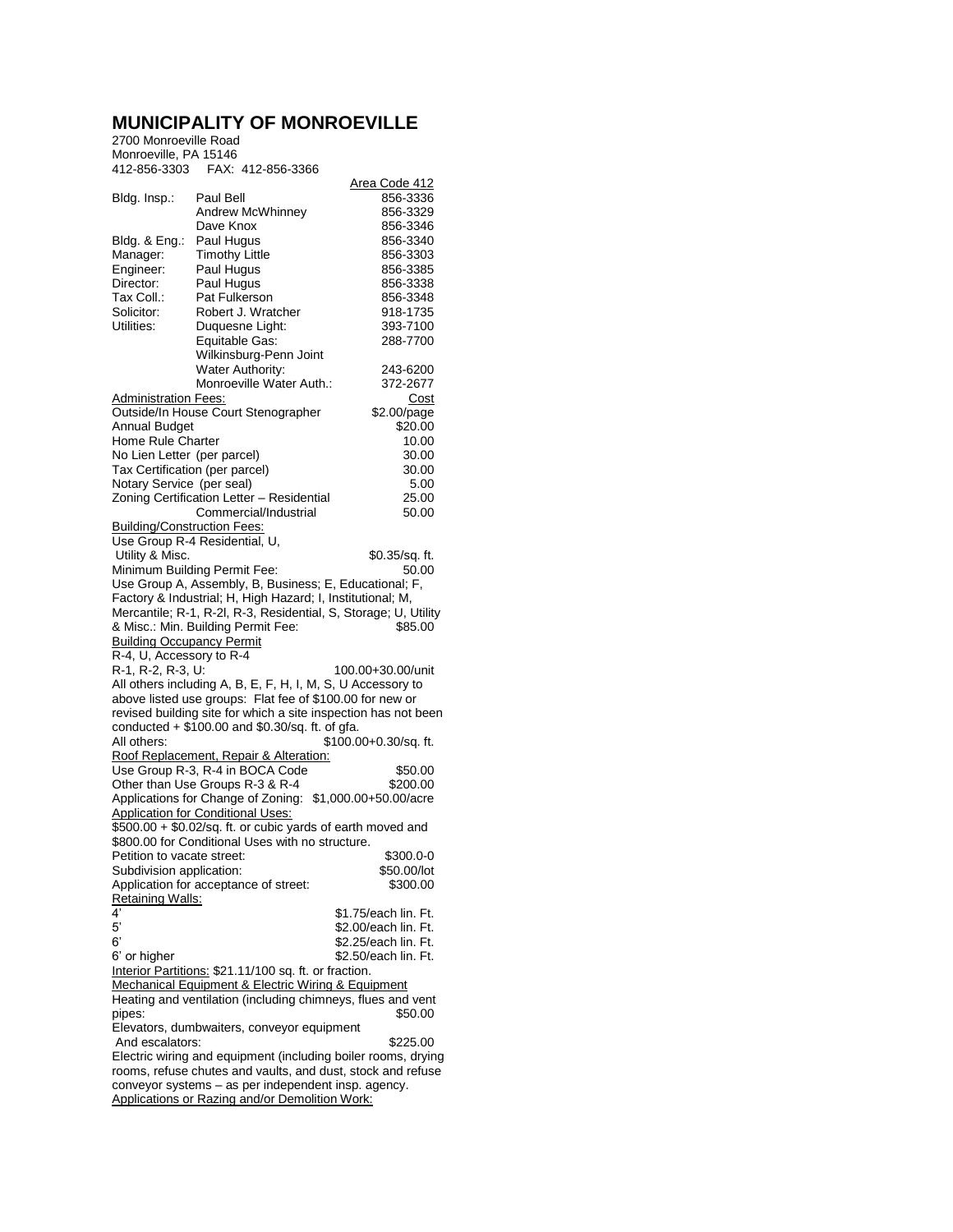# MUNICIPALITY OF MONROEVILLE

2700 Monroeville Road
Monroeville, PA 15146
412-856-3303 FAX: 412-856-3366

| | | Area Code 412 |
|---|---|---|
| Bldg. Insp.: | Paul Bell | 856-3336 |
| | Andrew McWhinney | 856-3329 |
| | Dave Knox | 856-3346 |
| Bldg. & Eng.: | Paul Hugus | 856-3340 |
| Manager: | Timothy Little | 856-3303 |
| Engineer: | Paul Hugus | 856-3385 |
| Director: | Paul Hugus | 856-3338 |
| Tax Coll.: | Pat Fulkerson | 856-3348 |
| Solicitor: | Robert J. Wratcher | 918-1735 |
| Utilities: | Duquesne Light: | 393-7100 |
| | Equitable Gas: | 288-7700 |
| | Wilkinsburg-Penn Joint Water Authority: | 243-6200 |
| | Monroeville Water Auth.: | 372-2677 |

| Administration Fees: | Cost |
|---|---|
| Outside/In House Court Stenographer | $2.00/page |
| Annual Budget | $20.00 |
| Home Rule Charter | 10.00 |
| No Lien Letter (per parcel) | 30.00 |
| Tax Certification (per parcel) | 30.00 |
| Notary Service (per seal) | 5.00 |
| Zoning Certification Letter – Residential | 25.00 |
| Commercial/Industrial | 50.00 |

Building/Construction Fees:

Use Group R-4 Residential, U, Utility & Misc. $0.35/sq. ft.

Minimum Building Permit Fee: 50.00

Use Group A, Assembly, B, Business; E, Educational; F, Factory & Industrial; H, High Hazard; I, Institutional; M, Mercantile; R-1, R-2l, R-3, Residential, S, Storage; U, Utility & Misc.: Min. Building Permit Fee: $85.00

Building Occupancy Permit

R-4, U, Accessory to R-4

R-1, R-2, R-3, U: 100.00+30.00/unit

All others including A, B, E, F, H, I, M, S, U Accessory to above listed use groups: Flat fee of $100.00 for new or revised building site for which a site inspection has not been conducted + $100.00 and $0.30/sq. ft. of gfa.

All others: $100.00+0.30/sq. ft.

Roof Replacement, Repair & Alteration:

Use Group R-3, R-4 in BOCA Code $50.00

Other than Use Groups R-3 & R-4 $200.00

Applications for Change of Zoning: $1,000.00+50.00/acre

Application for Conditional Uses:

$500.00 + $0.02/sq. ft. or cubic yards of earth moved and $800.00 for Conditional Uses with no structure.

Petition to vacate street: $300.0-0

Subdivision application: $50.00/lot

Application for acceptance of street: $300.00

Retaining Walls:

| | |
|---|---|
| 4' | $1.75/each lin. Ft. |
| 5' | $2.00/each lin. Ft. |
| 6' | $2.25/each lin. Ft. |
| 6' or higher | $2.50/each lin. Ft. |

Interior Partitions: $21.11/100 sq. ft. or fraction.

Mechanical Equipment & Electric Wiring & Equipment

Heating and ventilation (including chimneys, flues and vent pipes: $50.00

Elevators, dumbwaiters, conveyor equipment And escalators: $225.00

Electric wiring and equipment (including boiler rooms, drying rooms, refuse chutes and vaults, and dust, stock and refuse conveyor systems – as per independent insp. agency.

Applications or Razing and/or Demolition Work: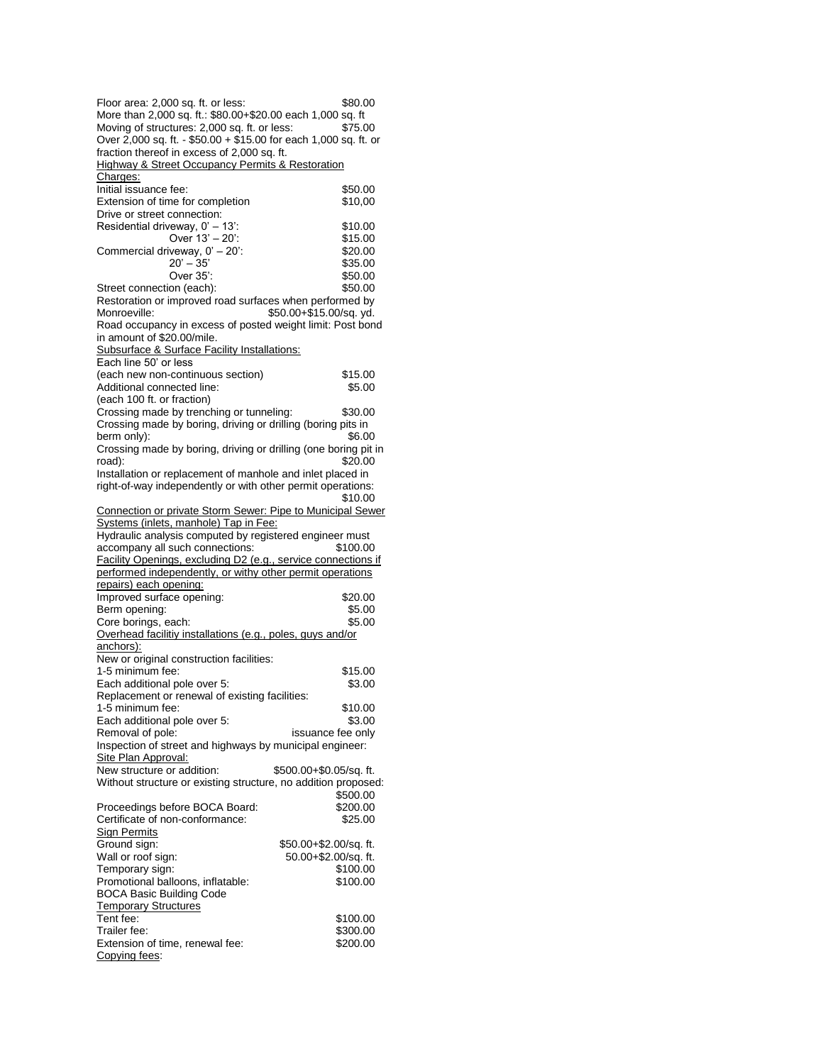Floor area: 2,000 sq. ft. or less: $80.00

More than 2,000 sq. ft.: $80.00+$20.00 each 1,000 sq. ft

Moving of structures: 2,000 sq. ft. or less: $75.00

Over 2,000 sq. ft. - $50.00 + $15.00 for each 1,000 sq. ft. or fraction thereof in excess of 2,000 sq. ft.

<u>Highway & Street Occupancy Permits & Restoration Charges:</u>

Initial issuance fee: $50.00

Extension of time for completion $10,00

Drive or street connection:

Residential driveway, 0' – 13': $10.00

Over 13' – 20': $15.00

Commercial driveway, 0' – 20': $20.00

20' – 35' $35.00

Over 35': $50.00

Street connection (each): $50.00

Restoration or improved road surfaces when performed by Monroeville: $50.00+$15.00/sq. yd.

Road occupancy in excess of posted weight limit: Post bond in amount of $20.00/mile.

<u>Subsurface & Surface Facility Installations:</u>

Each line 50' or less (each new non-continuous section) $15.00

Additional connected line: (each 100 ft. or fraction) $5.00

Crossing made by trenching or tunneling: $30.00

Crossing made by boring, driving or drilling (boring pits in berm only): $6.00

Crossing made by boring, driving or drilling (one boring pit in road): $20.00

Installation or replacement of manhole and inlet placed in right-of-way independently or with other permit operations: $10.00

<u>Connection or private Storm Sewer: Pipe to Municipal Sewer Systems (inlets, manhole) Tap in Fee:</u>

Hydraulic analysis computed by registered engineer must accompany all such connections: $100.00

<u>Facility Openings, excluding D2 (e.g., service connections if performed independently, or withy other permit operations repairs) each opening:</u>

Improved surface opening: $20.00

Berm opening: $5.00

Core borings, each: $5.00

<u>Overhead facilitiy installations (e.g., poles, guys and/or anchors):</u>

New or original construction facilities:

1-5 minimum fee: $15.00

Each additional pole over 5: $3.00

Replacement or renewal of existing facilities:

1-5 minimum fee: $10.00

Each additional pole over 5: $3.00

Removal of pole: issuance fee only

Inspection of street and highways by municipal engineer:

<u>Site Plan Approval:</u>

New structure or addition: $500.00+$0.05/sq. ft.

Without structure or existing structure, no addition proposed: $500.00

Proceedings before BOCA Board: $200.00

Certificate of non-conformance: $25.00

<u>Sign Permits</u>

Ground sign: $50.00+$2.00/sq. ft.

Wall or roof sign: 50.00+$2.00/sq. ft.

Temporary sign: $100.00

Promotional balloons, inflatable: $100.00

BOCA Basic Building Code

<u>Temporary Structures</u>

Tent fee: $100.00

Trailer fee: $300.00

Extension of time, renewal fee: $200.00

<u>Copying fees</u>: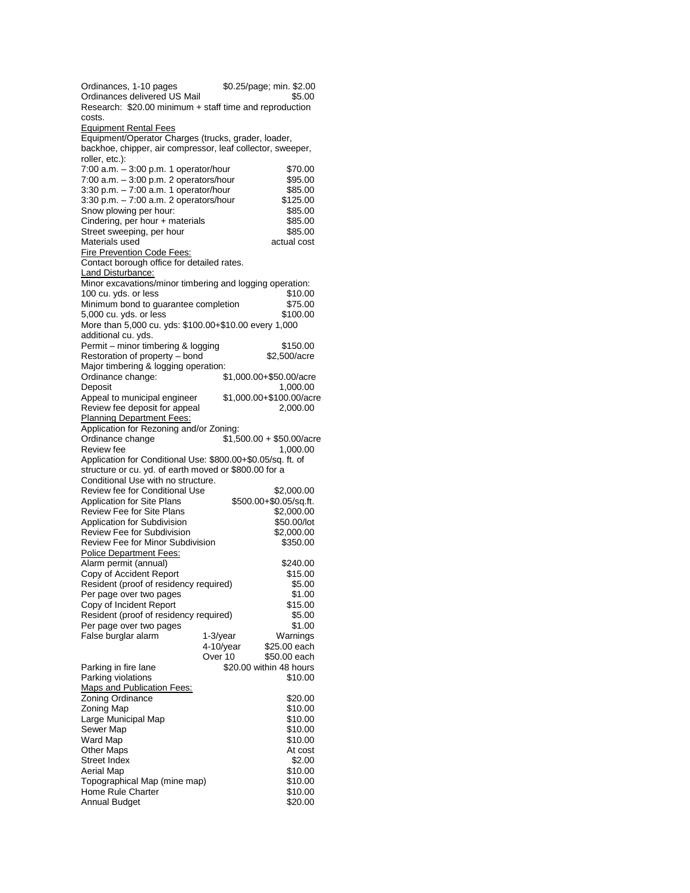| | |
|---|---|
| Ordinances, 1-10 pages | $0.25/page; min. $2.00 |
| Ordinances delivered US Mail | $5.00 |

Research: $20.00 minimum + staff time and reproduction costs.

Equipment Rental Fees

Equipment/Operator Charges (trucks, grader, loader, backhoe, chipper, air compressor, leaf collector, sweeper, roller, etc.):

| | |
|---|---|
| 7:00 a.m. – 3:00 p.m. 1 operator/hour | $70.00 |
| 7:00 a.m. – 3:00 p.m. 2 operators/hour | $95.00 |
| 3:30 p.m. – 7:00 a.m. 1 operator/hour | $85.00 |
| 3:30 p.m. – 7:00 a.m. 2 operators/hour | $125.00 |
| Snow plowing per hour: | $85.00 |
| Cindering, per hour + materials | $85.00 |
| Street sweeping, per hour | $85.00 |
| Materials used | actual cost |

Fire Prevention Code Fees:

Contact borough office for detailed rates.

Land Disturbance:

Minor excavations/minor timbering and logging operation:

| | |
|---|---|
| 100 cu. yds. or less | $10.00 |
| Minimum bond to guarantee completion | $75.00 |
| 5,000 cu. yds. or less | $100.00 |

More than 5,000 cu. yds: $100.00+$10.00 every 1,000 additional cu. yds.

| | |
|---|---|
| Permit – minor timbering & logging | $150.00 |
| Restoration of property – bond | $2,500/acre |

Major timbering & logging operation:

| | |
|---|---|
| Ordinance change: | $1,000.00+$50.00/acre |
| Deposit | 1,000.00 |
| Appeal to municipal engineer | $1,000.00+$100.00/acre |
| Review fee deposit for appeal | 2,000.00 |

Planning Department Fees:

Application for Rezoning and/or Zoning:

| | |
|---|---|
| Ordinance change | $1,500.00 + $50.00/acre |
| Review fee | 1,000.00 |

Application for Conditional Use: $800.00+$0.05/sq. ft. of structure or cu. yd. of earth moved or $800.00 for a Conditional Use with no structure.

| | |
|---|---|
| Review fee for Conditional Use | $2,000.00 |
| Application for Site Plans | $500.00+$0.05/sq.ft. |
| Review Fee for Site Plans | $2,000.00 |
| Application for Subdivision | $50.00/lot |
| Review Fee for Subdivision | $2,000.00 |
| Review Fee for Minor Subdivision | $350.00 |

Police Department Fees:

| | | |
|---|---|---|
| Alarm permit (annual) | | $240.00 |
| Copy of Accident Report | | $15.00 |
| Resident (proof of residency required) | | $5.00 |
| Per page over two pages | | $1.00 |
| Copy of Incident Report | | $15.00 |
| Resident (proof of residency required) | | $5.00 |
| Per page over two pages | | $1.00 |
| False burglar alarm | 1-3/year | Warnings |
| | 4-10/year | $25.00 each |
| | Over 10 | $50.00 each |
| Parking in fire lane | | $20.00 within 48 hours |
| Parking violations | | $10.00 |

Maps and Publication Fees:

| | |
|---|---|
| Zoning Ordinance | $20.00 |
| Zoning Map | $10.00 |
| Large Municipal Map | $10.00 |
| Sewer Map | $10.00 |
| Ward Map | $10.00 |
| Other Maps | At cost |
| Street Index | $2.00 |
| Aerial Map | $10.00 |
| Topographical Map (mine map) | $10.00 |
| Home Rule Charter | $10.00 |
| Annual Budget | $20.00 |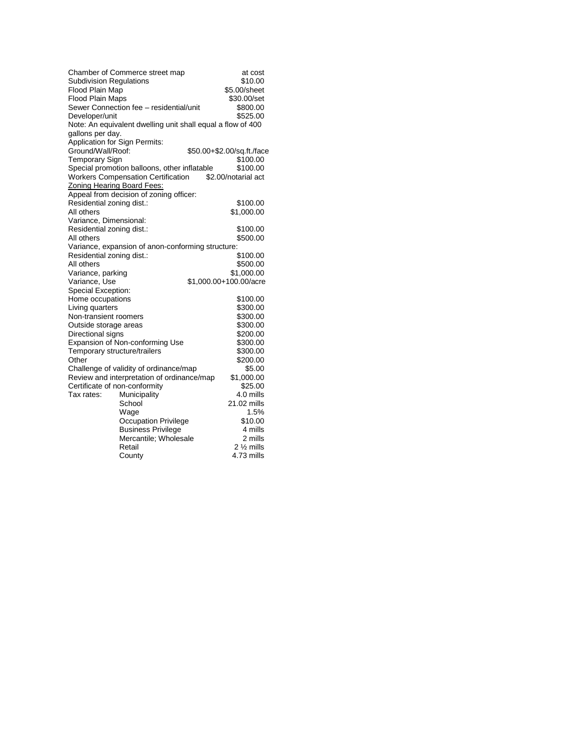| | |
|---|---|
| Chamber of Commerce street map | at cost |
| Subdivision Regulations | $10.00 |
| Flood Plain Map | $5.00/sheet |
| Flood Plain Maps | $30.00/set |
| Sewer Connection fee – residential/unit | $800.00 |
| Developer/unit | $525.00 |

Note: An equivalent dwelling unit shall equal a flow of 400 gallons per day.

Application for Sign Permits:

| | |
|---|---|
| Ground/Wall/Roof: | $50.00+$2.00/sq.ft./face |
| Temporary Sign | $100.00 |
| Special promotion balloons, other inflatable | $100.00 |
| Workers Compensation Certification | $2.00/notarial act |

<u>Zoning Hearing Board Fees:</u>

Appeal from decision of zoning officer:

| | |
|---|---|
| Residential zoning dist.: | $100.00 |
| All others | $1,000.00 |

Variance, Dimensional:

| | |
|---|---|
| Residential zoning dist.: | $100.00 |
| All others | $500.00 |

Variance, expansion of anon-conforming structure:

| | |
|---|---|
| Residential zoning dist.: | $100.00 |
| All others | $500.00 |
| Variance, parking | $1,000.00 |
| Variance, Use | $1,000.00+100.00/acre |

Special Exception:

| | |
|---|---|
| Home occupations | $100.00 |
| Living quarters | $300.00 |
| Non-transient roomers | $300.00 |
| Outside storage areas | $300.00 |
| Directional signs | $200.00 |
| Expansion of Non-conforming Use | $300.00 |
| Temporary structure/trailers | $300.00 |
| Other | $200.00 |
| Challenge of validity of ordinance/map | $5.00 |
| Review and interpretation of ordinance/map | $1,000.00 |
| Certificate of non-conformity | $25.00 |

| | | |
|---|---|---|
| Tax rates: | Municipality | 4.0 mills |
| | School | 21.02 mills |
| | Wage | 1.5% |
| | Occupation Privilege | $10.00 |
| | Business Privilege | 4 mills |
| | Mercantile; Wholesale | 2 mills |
| | Retail | 2 ½ mills |
| | County | 4.73 mills |